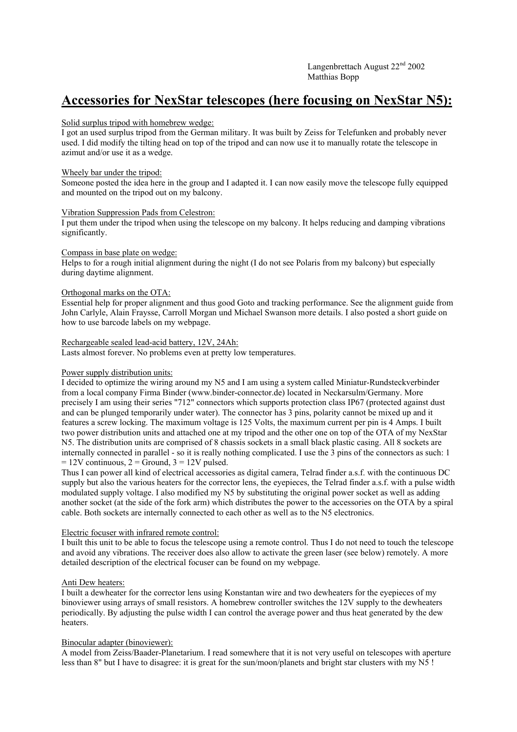Langenbrettach August 22nd 2002
Matthias Bopp

# Accessories for NexStar telescopes (here focusing on NexStar N5):

Solid surplus tripod with homebrew wedge:
I got an used surplus tripod from the German military. It was built by Zeiss for Telefunken and probably never used. I did modify the tilting head on top of the tripod and can now use it to manually rotate the telescope in azimut and/or use it as a wedge.

Wheely bar under the tripod:
Someone posted the idea here in the group and I adapted it. I can now easily move the telescope fully equipped and mounted on the tripod out on my balcony.

Vibration Suppression Pads from Celestron:
I put them under the tripod when using the telescope on my balcony. It helps reducing and damping vibrations significantly.

Compass in base plate on wedge:
Helps to for a rough initial alignment during the night (I do not see Polaris from my balcony) but especially during daytime alignment.

Orthogonal marks on the OTA:
Essential help for proper alignment and thus good Goto and tracking performance. See the alignment guide from John Carlyle, Alain Fraysse, Carroll Morgan und Michael Swanson more details. I also posted a short guide on how to use barcode labels on my webpage.

Rechargeable sealed lead-acid battery, 12V, 24Ah:
Lasts almost forever. No problems even at pretty low temperatures.

Power supply distribution units:
I decided to optimize the wiring around my N5 and I am using a system called Miniatur-Rundsteckverbinder from a local company Firma Binder (www.binder-connector.de) located in Neckarsulm/Germany. More precisely I am using their series "712" connectors which supports protection class IP67 (protected against dust and can be plunged temporarily under water). The connector has 3 pins, polarity cannot be mixed up and it features a screw locking. The maximum voltage is 125 Volts, the maximum current per pin is 4 Amps. I built two power distribution units and attached one at my tripod and the other one on top of the OTA of my NexStar N5. The distribution units are comprised of 8 chassis sockets in a small black plastic casing. All 8 sockets are internally connected in parallel - so it is really nothing complicated. I use the 3 pins of the connectors as such: 1 = 12V continuous, 2 = Ground, 3 = 12V pulsed.
Thus I can power all kind of electrical accessories as digital camera, Telrad finder a.s.f. with the continuous DC supply but also the various heaters for the corrector lens, the eyepieces, the Telrad finder a.s.f. with a pulse width modulated supply voltage. I also modified my N5 by substituting the original power socket as well as adding another socket (at the side of the fork arm) which distributes the power to the accessories on the OTA by a spiral cable. Both sockets are internally connected to each other as well as to the N5 electronics.

Electric focuser with infrared remote control:
I built this unit to be able to focus the telescope using a remote control. Thus I do not need to touch the telescope and avoid any vibrations. The receiver does also allow to activate the green laser (see below) remotely. A more detailed description of the electrical focuser can be found on my webpage.

Anti Dew heaters:
I built a dewheater for the corrector lens using Konstantan wire and two dewheaters for the eyepieces of my binoviewer using arrays of small resistors. A homebrew controller switches the 12V supply to the dewheaters periodically. By adjusting the pulse width I can control the average power and thus heat generated by the dew heaters.

Binocular adapter (binoviewer):
A model from Zeiss/Baader-Planetarium. I read somewhere that it is not very useful on telescopes with aperture less than 8" but I have to disagree: it is great for the sun/moon/planets and bright star clusters with my N5 !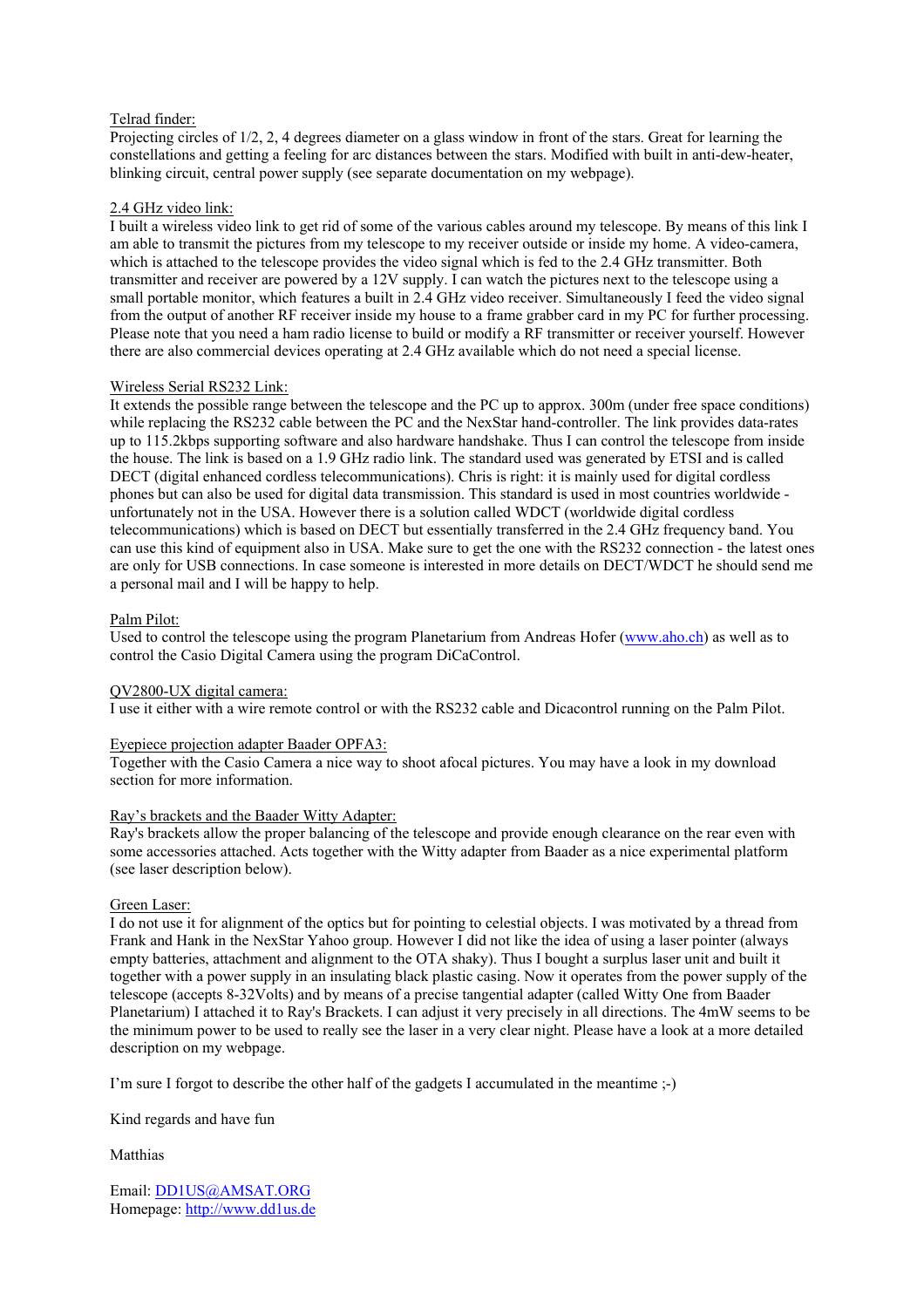Telrad finder:

Projecting circles of 1/2, 2, 4 degrees diameter on a glass window in front of the stars. Great for learning the constellations and getting a feeling for arc distances between the stars. Modified with built in anti-dew-heater, blinking circuit, central power supply (see separate documentation on my webpage).

2.4 GHz video link:

I built a wireless video link to get rid of some of the various cables around my telescope. By means of this link I am able to transmit the pictures from my telescope to my receiver outside or inside my home. A video-camera, which is attached to the telescope provides the video signal which is fed to the 2.4 GHz transmitter. Both transmitter and receiver are powered by a 12V supply. I can watch the pictures next to the telescope using a small portable monitor, which features a built in 2.4 GHz video receiver. Simultaneously I feed the video signal from the output of another RF receiver inside my house to a frame grabber card in my PC for further processing. Please note that you need a ham radio license to build or modify a RF transmitter or receiver yourself. However there are also commercial devices operating at 2.4 GHz available which do not need a special license.

Wireless Serial RS232 Link:

It extends the possible range between the telescope and the PC up to approx. 300m (under free space conditions) while replacing the RS232 cable between the PC and the NexStar hand-controller. The link provides data-rates up to 115.2kbps supporting software and also hardware handshake. Thus I can control the telescope from inside the house. The link is based on a 1.9 GHz radio link. The standard used was generated by ETSI and is called DECT (digital enhanced cordless telecommunications). Chris is right: it is mainly used for digital cordless phones but can also be used for digital data transmission. This standard is used in most countries worldwide - unfortunately not in the USA. However there is a solution called WDCT (worldwide digital cordless telecommunications) which is based on DECT but essentially transferred in the 2.4 GHz frequency band. You can use this kind of equipment also in USA. Make sure to get the one with the RS232 connection - the latest ones are only for USB connections. In case someone is interested in more details on DECT/WDCT he should send me a personal mail and I will be happy to help.

Palm Pilot:

Used to control the telescope using the program Planetarium from Andreas Hofer (www.aho.ch) as well as to control the Casio Digital Camera using the program DiCaControl.

QV2800-UX digital camera:

I use it either with a wire remote control or with the RS232 cable and Dicacontrol running on the Palm Pilot.

Eyepiece projection adapter Baader OPFA3:

Together with the Casio Camera a nice way to shoot afocal pictures. You may have a look in my download section for more information.

Ray's brackets and the Baader Witty Adapter:

Ray's brackets allow the proper balancing of the telescope and provide enough clearance on the rear even with some accessories attached. Acts together with the Witty adapter from Baader as a nice experimental platform (see laser description below).

Green Laser:

I do not use it for alignment of the optics but for pointing to celestial objects. I was motivated by a thread from Frank and Hank in the NexStar Yahoo group. However I did not like the idea of using a laser pointer (always empty batteries, attachment and alignment to the OTA shaky). Thus I bought a surplus laser unit and built it together with a power supply in an insulating black plastic casing. Now it operates from the power supply of the telescope (accepts 8-32Volts) and by means of a precise tangential adapter (called Witty One from Baader Planetarium) I attached it to Ray's Brackets. I can adjust it very precisely in all directions. The 4mW seems to be the minimum power to be used to really see the laser in a very clear night. Please have a look at a more detailed description on my webpage.

I'm sure I forgot to describe the other half of the gadgets I accumulated in the meantime ;-)

Kind regards and have fun

Matthias

Email: DD1US@AMSAT.ORG
Homepage: http://www.dd1us.de